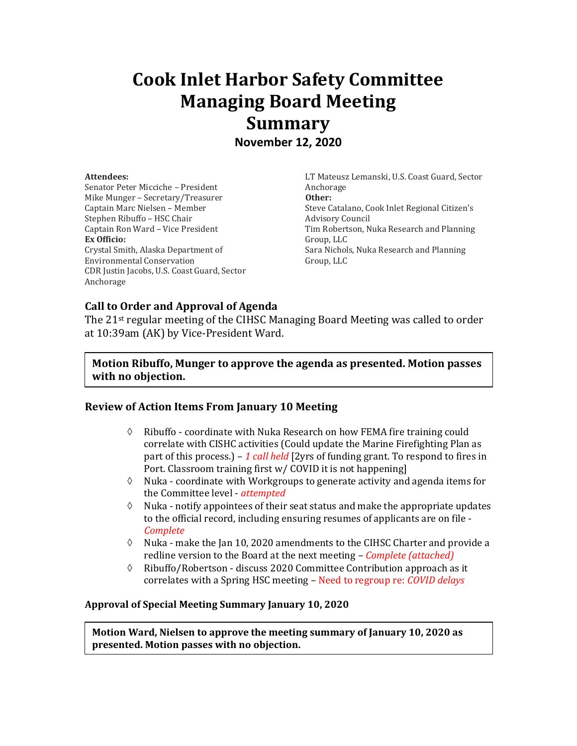# Cook Inlet Harbor Safety Committee Managing Board Meeting Summary

**November 12, 2020**

**Attendees:**
Senator Peter Micciche – President
Mike Munger – Secretary/Treasurer
Captain Marc Nielsen – Member
Stephen Ribuffo – HSC Chair
Captain Ron Ward – Vice President

**Ex Officio:**
Crystal Smith, Alaska Department of Environmental Conservation
CDR Justin Jacobs, U.S. Coast Guard, Sector Anchorage
LT Mateusz Lemanski, U.S. Coast Guard, Sector Anchorage

**Other:**
Steve Catalano, Cook Inlet Regional Citizen's Advisory Council
Tim Robertson, Nuka Research and Planning Group, LLC
Sara Nichols, Nuka Research and Planning Group, LLC

### Call to Order and Approval of Agenda

The 21st regular meeting of the CIHSC Managing Board Meeting was called to order at 10:39am (AK) by Vice-President Ward.

**Motion Ribuffo, Munger to approve the agenda as presented. Motion passes with no objection.**

### Review of Action Items From January 10 Meeting

- ◊ Ribuffo - coordinate with Nuka Research on how FEMA fire training could correlate with CISHC activities (Could update the Marine Firefighting Plan as part of this process.) – *1 call held* [2yrs of funding grant. To respond to fires in Port. Classroom training first w/ COVID it is not happening]
- ◊ Nuka - coordinate with Workgroups to generate activity and agenda items for the Committee level - *attempted*
- ◊ Nuka - notify appointees of their seat status and make the appropriate updates to the official record, including ensuring resumes of applicants are on file - *Complete*
- ◊ Nuka - make the Jan 10, 2020 amendments to the CIHSC Charter and provide a redline version to the Board at the next meeting – *Complete (attached)*
- ◊ Ribuffo/Robertson - discuss 2020 Committee Contribution approach as it correlates with a Spring HSC meeting – Need to regroup re: *COVID delays*

**Approval of Special Meeting Summary January 10, 2020**

**Motion Ward, Nielsen to approve the meeting summary of January 10, 2020 as presented. Motion passes with no objection.**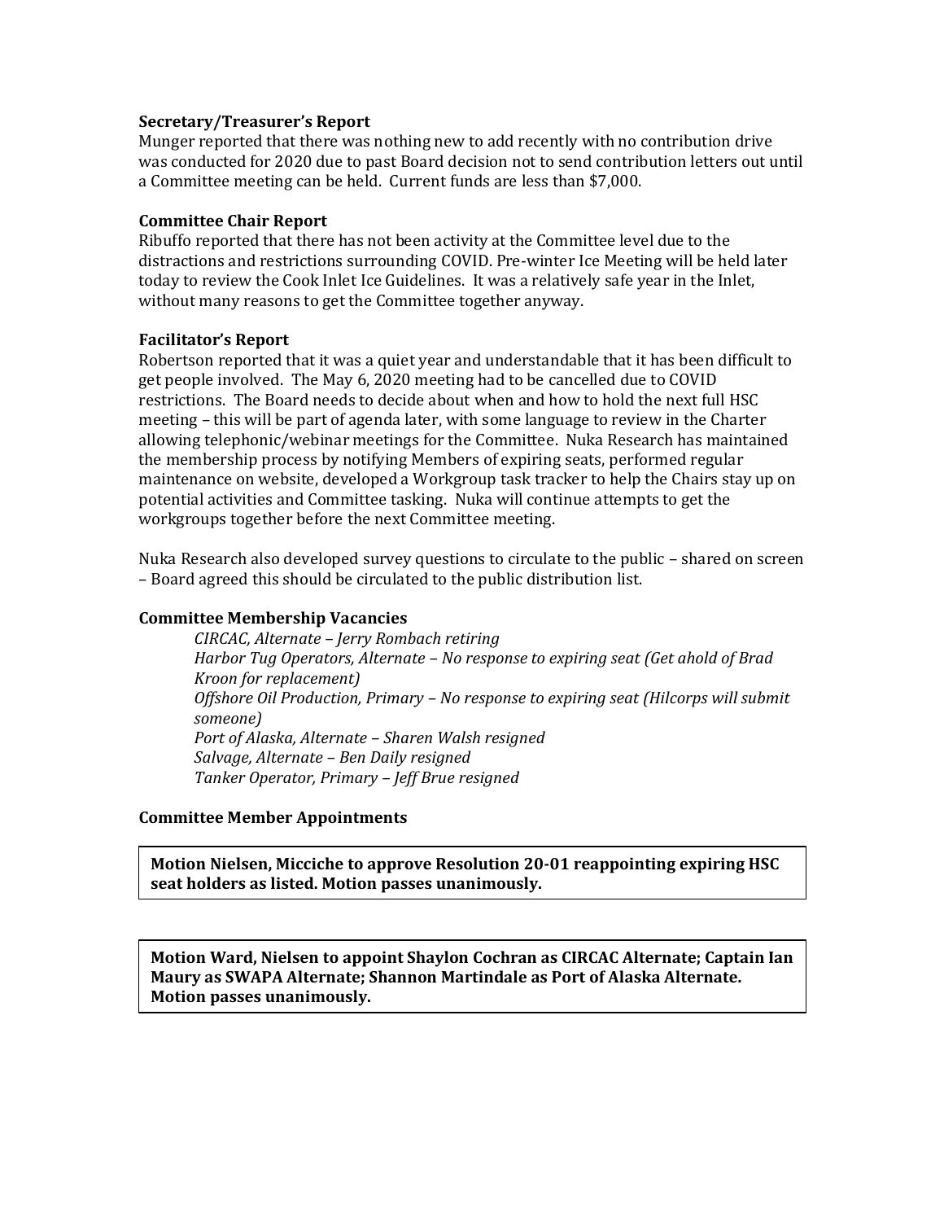**Secretary/Treasurer's Report**

Munger reported that there was nothing new to add recently with no contribution drive was conducted for 2020 due to past Board decision not to send contribution letters out until a Committee meeting can be held. Current funds are less than $7,000.

**Committee Chair Report**

Ribuffo reported that there has not been activity at the Committee level due to the distractions and restrictions surrounding COVID. Pre-winter Ice Meeting will be held later today to review the Cook Inlet Ice Guidelines. It was a relatively safe year in the Inlet, without many reasons to get the Committee together anyway.

**Facilitator's Report**

Robertson reported that it was a quiet year and understandable that it has been difficult to get people involved. The May 6, 2020 meeting had to be cancelled due to COVID restrictions. The Board needs to decide about when and how to hold the next full HSC meeting – this will be part of agenda later, with some language to review in the Charter allowing telephonic/webinar meetings for the Committee. Nuka Research has maintained the membership process by notifying Members of expiring seats, performed regular maintenance on website, developed a Workgroup task tracker to help the Chairs stay up on potential activities and Committee tasking. Nuka will continue attempts to get the workgroups together before the next Committee meeting.

Nuka Research also developed survey questions to circulate to the public – shared on screen – Board agreed this should be circulated to the public distribution list.

**Committee Membership Vacancies**

*CIRCAC, Alternate – Jerry Rombach retiring*
*Harbor Tug Operators, Alternate – No response to expiring seat (Get ahold of Brad Kroon for replacement)*
*Offshore Oil Production, Primary – No response to expiring seat (Hilcorps will submit someone)*
*Port of Alaska, Alternate – Sharen Walsh resigned*
*Salvage, Alternate – Ben Daily resigned*
*Tanker Operator, Primary – Jeff Brue resigned*

**Committee Member Appointments**

**Motion Nielsen, Micciche to approve Resolution 20-01 reappointing expiring HSC seat holders as listed. Motion passes unanimously.**

**Motion Ward, Nielsen to appoint Shaylon Cochran as CIRCAC Alternate; Captain Ian Maury as SWAPA Alternate; Shannon Martindale as Port of Alaska Alternate. Motion passes unanimously.**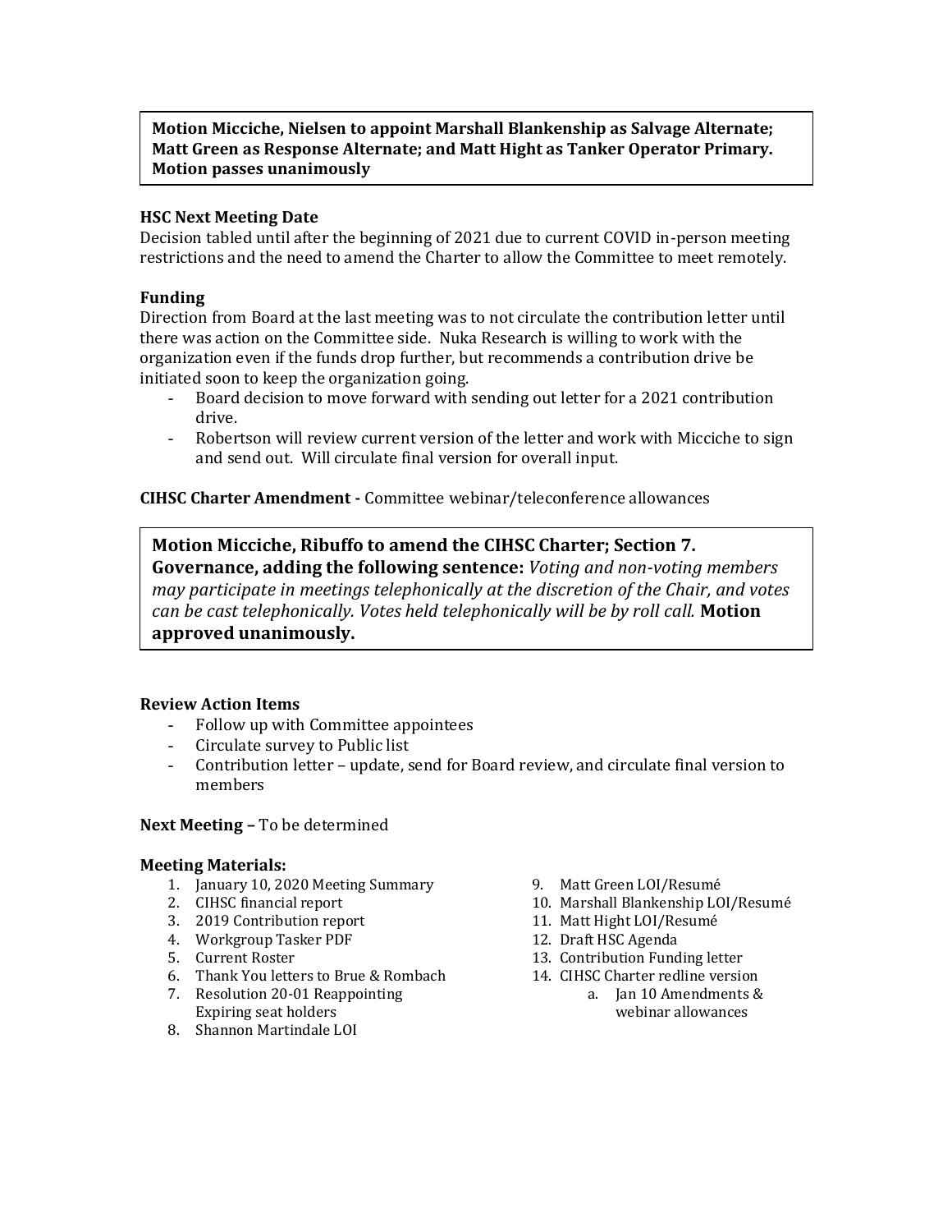**Motion Micciche, Nielsen to appoint Marshall Blankenship as Salvage Alternate; Matt Green as Response Alternate; and Matt Hight as Tanker Operator Primary. Motion passes unanimously**

**HSC Next Meeting Date**

Decision tabled until after the beginning of 2021 due to current COVID in-person meeting restrictions and the need to amend the Charter to allow the Committee to meet remotely.

**Funding**

Direction from Board at the last meeting was to not circulate the contribution letter until there was action on the Committee side. Nuka Research is willing to work with the organization even if the funds drop further, but recommends a contribution drive be initiated soon to keep the organization going.

- Board decision to move forward with sending out letter for a 2021 contribution drive.
- Robertson will review current version of the letter and work with Micciche to sign and send out. Will circulate final version for overall input.

**CIHSC Charter Amendment -** Committee webinar/teleconference allowances

**Motion Micciche, Ribuffo to amend the CIHSC Charter; Section 7. Governance, adding the following sentence:** *Voting and non-voting members may participate in meetings telephonically at the discretion of the Chair, and votes can be cast telephonically. Votes held telephonically will be by roll call.* **Motion approved unanimously.**

**Review Action Items**

- Follow up with Committee appointees
- Circulate survey to Public list
- Contribution letter – update, send for Board review, and circulate final version to members

**Next Meeting –** To be determined

**Meeting Materials:**

1. January 10, 2020 Meeting Summary
2. CIHSC financial report
3. 2019 Contribution report
4. Workgroup Tasker PDF
5. Current Roster
6. Thank You letters to Brue & Rombach
7. Resolution 20-01 Reappointing Expiring seat holders
8. Shannon Martindale LOI
9. Matt Green LOI/Resumé
10. Marshall Blankenship LOI/Resumé
11. Matt Hight LOI/Resumé
12. Draft HSC Agenda
13. Contribution Funding letter
14. CIHSC Charter redline version
    a. Jan 10 Amendments & webinar allowances